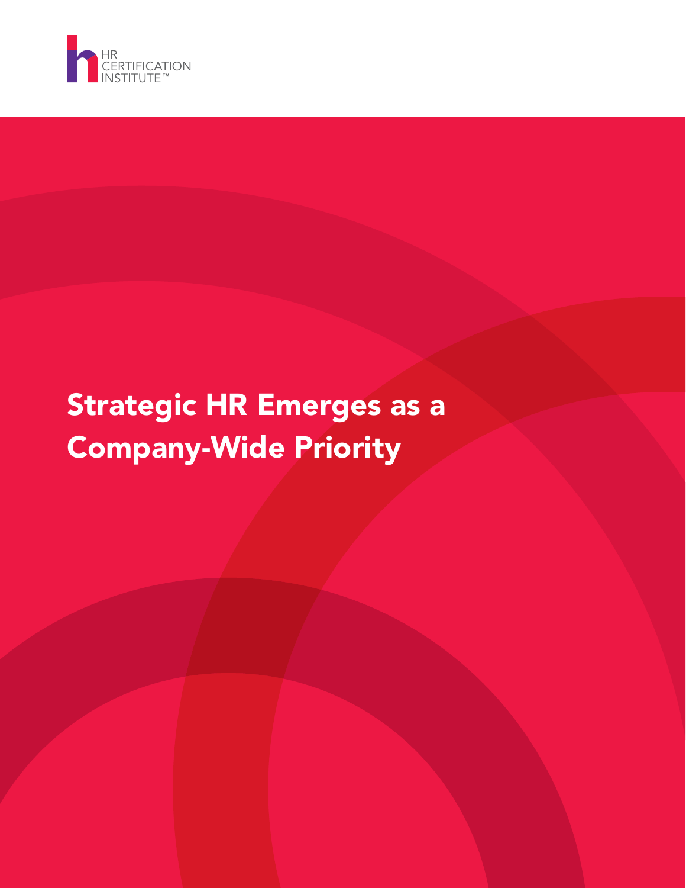HR CERTIFICATION INSTITUTE™

# Strategic HR Emerges as a Company-Wide Priority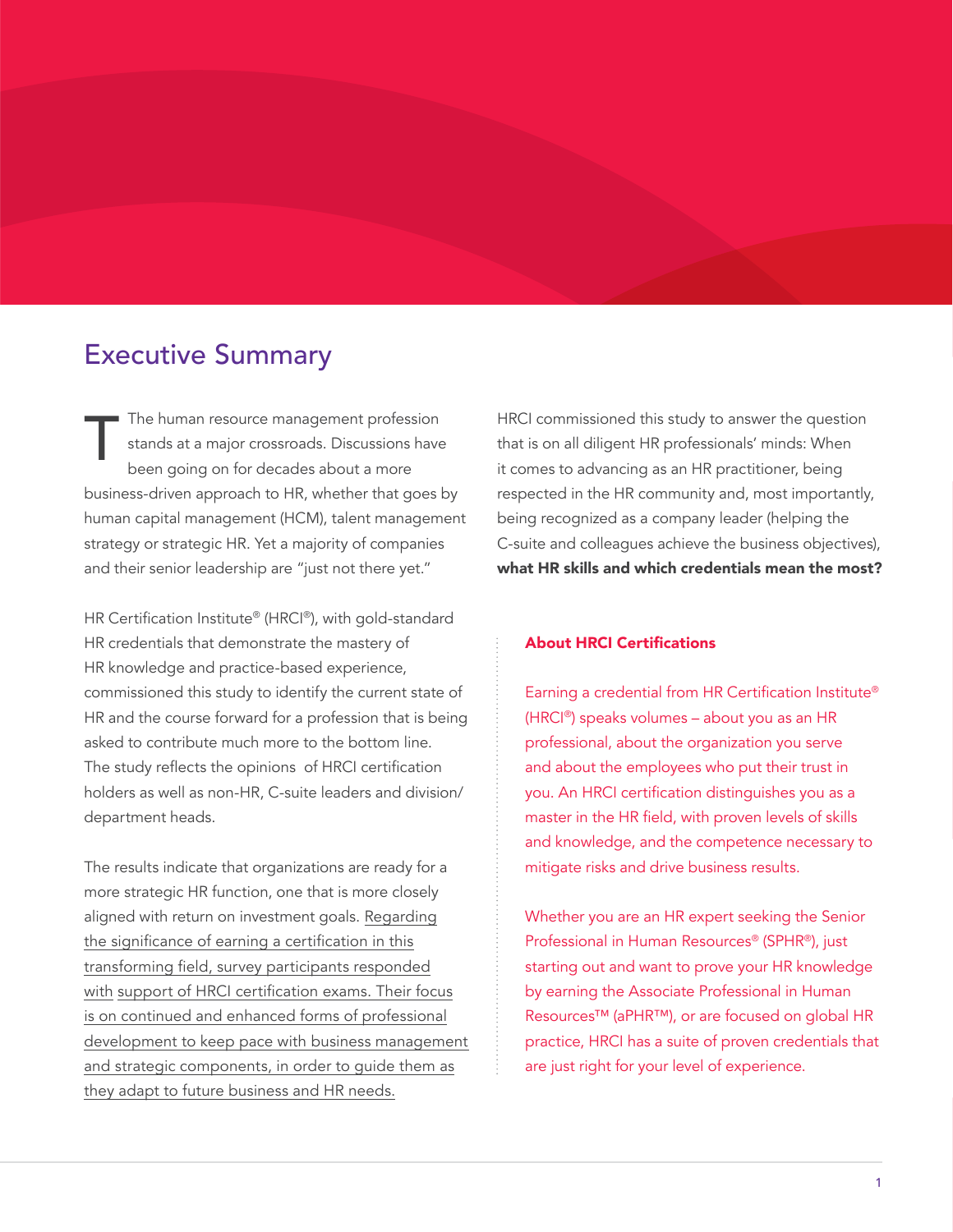## Executive Summary

The human resource management profession stands at a major crossroads. Discussions have been going on for decades about a more business-driven approach to HR, whether that goes by human capital management (HCM), talent management strategy or strategic HR. Yet a majority of companies and their senior leadership are "just not there yet."

HR Certification Institute® (HRCI®), with gold-standard HR credentials that demonstrate the mastery of HR knowledge and practice-based experience, commissioned this study to identify the current state of HR and the course forward for a profession that is being asked to contribute much more to the bottom line. The study reflects the opinions of HRCI certification holders as well as non-HR, C-suite leaders and division/department heads.

The results indicate that organizations are ready for a more strategic HR function, one that is more closely aligned with return on investment goals. Regarding the significance of earning a certification in this transforming field, survey participants responded with support of HRCI certification exams. Their focus is on continued and enhanced forms of professional development to keep pace with business management and strategic components, in order to guide them as they adapt to future business and HR needs.

HRCI commissioned this study to answer the question that is on all diligent HR professionals' minds: When it comes to advancing as an HR practitioner, being respected in the HR community and, most importantly, being recognized as a company leader (helping the C-suite and colleagues achieve the business objectives), **what HR skills and which credentials mean the most?**

### About HRCI Certifications

Earning a credential from HR Certification Institute® (HRCI®) speaks volumes – about you as an HR professional, about the organization you serve and about the employees who put their trust in you. An HRCI certification distinguishes you as a master in the HR field, with proven levels of skills and knowledge, and the competence necessary to mitigate risks and drive business results.

Whether you are an HR expert seeking the Senior Professional in Human Resources® (SPHR®), just starting out and want to prove your HR knowledge by earning the Associate Professional in Human Resources™ (aPHR™), or are focused on global HR practice, HRCI has a suite of proven credentials that are just right for your level of experience.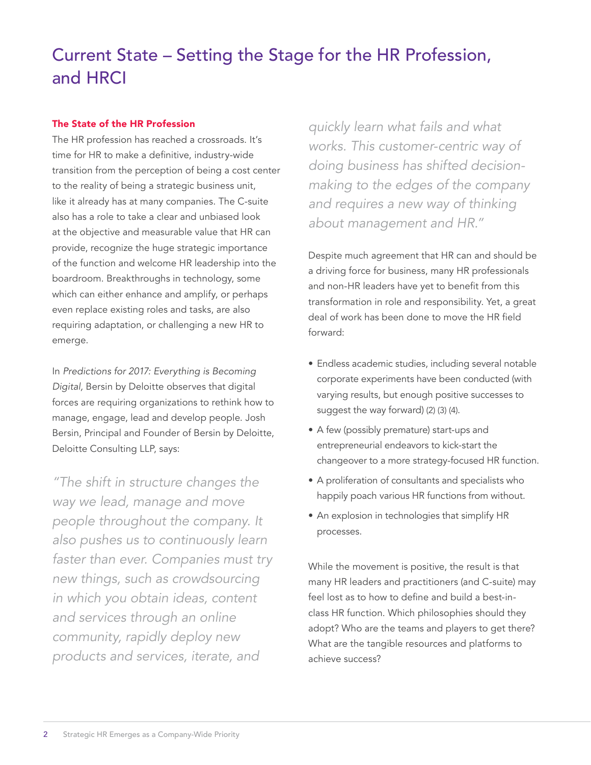# Current State – Setting the Stage for the HR Profession, and HRCI

## The State of the HR Profession

The HR profession has reached a crossroads. It's time for HR to make a definitive, industry-wide transition from the perception of being a cost center to the reality of being a strategic business unit, like it already has at many companies. The C-suite also has a role to take a clear and unbiased look at the objective and measurable value that HR can provide, recognize the huge strategic importance of the function and welcome HR leadership into the boardroom. Breakthroughs in technology, some which can either enhance and amplify, or perhaps even replace existing roles and tasks, are also requiring adaptation, or challenging a new HR to emerge.

In *Predictions for 2017: Everything is Becoming Digital,* Bersin by Deloitte observes that digital forces are requiring organizations to rethink how to manage, engage, lead and develop people. Josh Bersin, Principal and Founder of Bersin by Deloitte, Deloitte Consulting LLP, says:

> *"The shift in structure changes the way we lead, manage and move people throughout the company. It also pushes us to continuously learn faster than ever. Companies must try new things, such as crowdsourcing in which you obtain ideas, content and services through an online community, rapidly deploy new products and services, iterate, and quickly learn what fails and what works. This customer-centric way of doing business has shifted decision-making to the edges of the company and requires a new way of thinking about management and HR."*

Despite much agreement that HR can and should be a driving force for business, many HR professionals and non-HR leaders have yet to benefit from this transformation in role and responsibility. Yet, a great deal of work has been done to move the HR field forward:

- Endless academic studies, including several notable corporate experiments have been conducted (with varying results, but enough positive successes to suggest the way forward) (2) (3) (4).
- A few (possibly premature) start-ups and entrepreneurial endeavors to kick-start the changeover to a more strategy-focused HR function.
- A proliferation of consultants and specialists who happily poach various HR functions from without.
- An explosion in technologies that simplify HR processes.

While the movement is positive, the result is that many HR leaders and practitioners (and C-suite) may feel lost as to how to define and build a best-in-class HR function. Which philosophies should they adopt? Who are the teams and players to get there? What are the tangible resources and platforms to achieve success?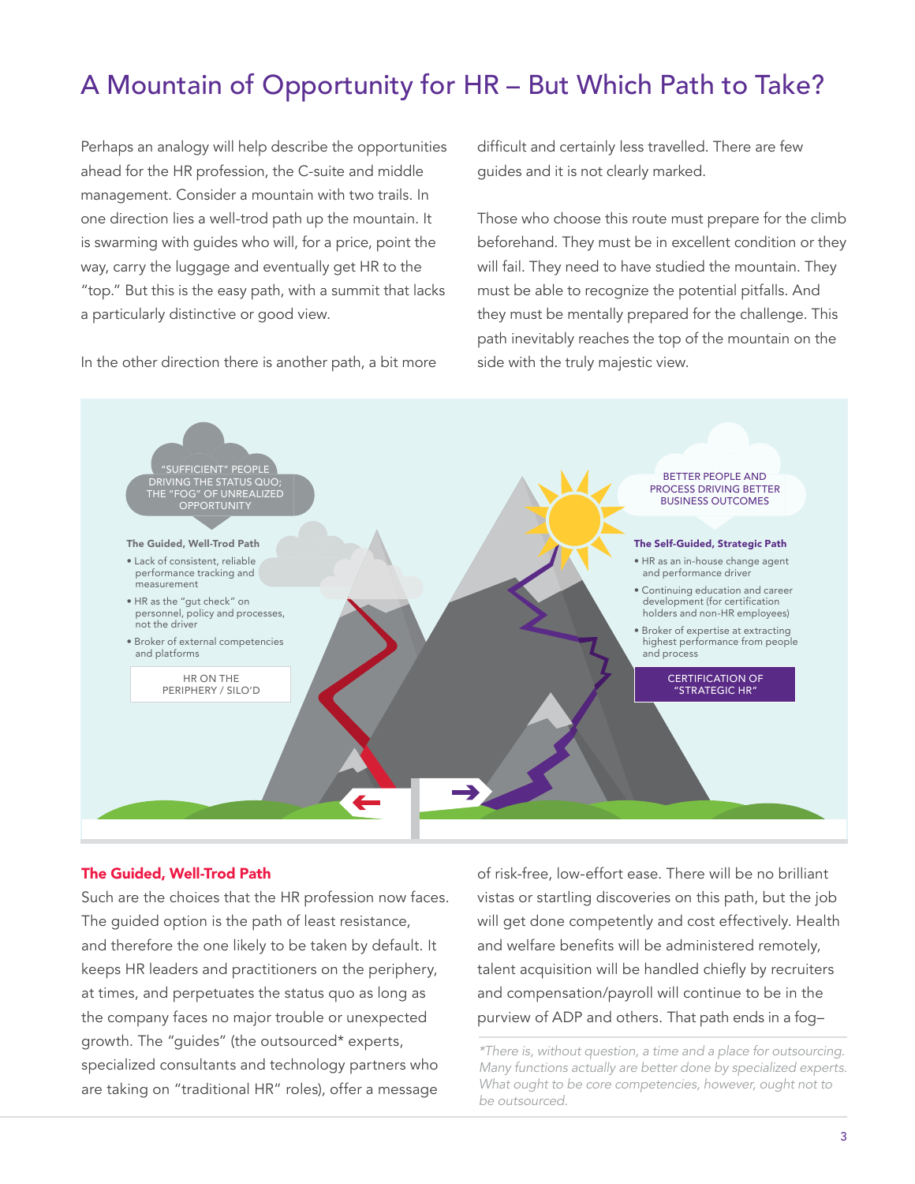# A Mountain of Opportunity for HR – But Which Path to Take?

Perhaps an analogy will help describe the opportunities ahead for the HR profession, the C-suite and middle management. Consider a mountain with two trails. In one direction lies a well-trod path up the mountain. It is swarming with guides who will, for a price, point the way, carry the luggage and eventually get HR to the "top." But this is the easy path, with a summit that lacks a particularly distinctive or good view.

In the other direction there is another path, a bit more difficult and certainly less travelled. There are few guides and it is not clearly marked.

Those who choose this route must prepare for the climb beforehand. They must be in excellent condition or they will fail. They need to have studied the mountain. They must be able to recognize the potential pitfalls. And they must be mentally prepared for the challenge. This path inevitably reaches the top of the mountain on the side with the truly majestic view.

"SUFFICIENT" PEOPLE DRIVING THE STATUS QUO; THE "FOG" OF UNREALIZED OPPORTUNITY

**The Guided, Well-Trod Path**

- Lack of consistent, reliable performance tracking and measurement
- HR as the "gut check" on personnel, policy and processes, not the driver
- Broker of external competencies and platforms

HR ON THE PERIPHERY / SILO'D

BETTER PEOPLE AND PROCESS DRIVING BETTER BUSINESS OUTCOMES

**The Self-Guided, Strategic Path**

- HR as an in-house change agent and performance driver
- Continuing education and career development (for certification holders and non-HR employees)
- Broker of expertise at extracting highest performance from people and process

CERTIFICATION OF "STRATEGIC HR"

## The Guided, Well-Trod Path

Such are the choices that the HR profession now faces. The guided option is the path of least resistance, and therefore the one likely to be taken by default. It keeps HR leaders and practitioners on the periphery, at times, and perpetuates the status quo as long as the company faces no major trouble or unexpected growth. The "guides" (the outsourced* experts, specialized consultants and technology partners who are taking on "traditional HR" roles), offer a message of risk-free, low-effort ease. There will be no brilliant vistas or startling discoveries on this path, but the job will get done competently and cost effectively. Health and welfare benefits will be administered remotely, talent acquisition will be handled chiefly by recruiters and compensation/payroll will continue to be in the purview of ADP and others. That path ends in a fog–

*\*There is, without question, a time and a place for outsourcing. Many functions actually are better done by specialized experts. What ought to be core competencies, however, ought not to be outsourced.*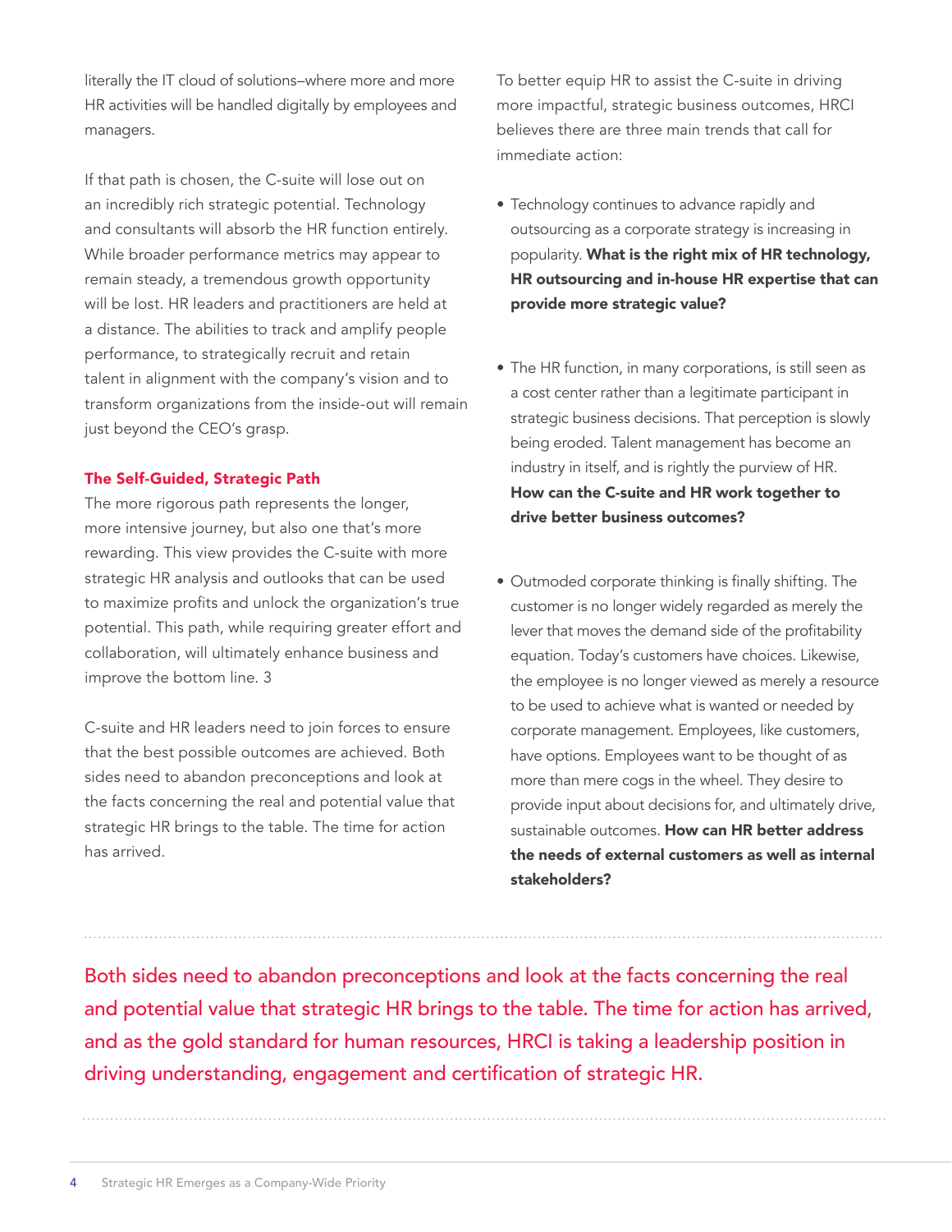literally the IT cloud of solutions–where more and more HR activities will be handled digitally by employees and managers.

If that path is chosen, the C-suite will lose out on an incredibly rich strategic potential. Technology and consultants will absorb the HR function entirely. While broader performance metrics may appear to remain steady, a tremendous growth opportunity will be lost. HR leaders and practitioners are held at a distance. The abilities to track and amplify people performance, to strategically recruit and retain talent in alignment with the company's vision and to transform organizations from the inside-out will remain just beyond the CEO's grasp.

### The Self-Guided, Strategic Path

The more rigorous path represents the longer, more intensive journey, but also one that's more rewarding. This view provides the C-suite with more strategic HR analysis and outlooks that can be used to maximize profits and unlock the organization's true potential. This path, while requiring greater effort and collaboration, will ultimately enhance business and improve the bottom line. 3

C-suite and HR leaders need to join forces to ensure that the best possible outcomes are achieved. Both sides need to abandon preconceptions and look at the facts concerning the real and potential value that strategic HR brings to the table. The time for action has arrived.

To better equip HR to assist the C-suite in driving more impactful, strategic business outcomes, HRCI believes there are three main trends that call for immediate action:

- Technology continues to advance rapidly and outsourcing as a corporate strategy is increasing in popularity. **What is the right mix of HR technology, HR outsourcing and in-house HR expertise that can provide more strategic value?**

- The HR function, in many corporations, is still seen as a cost center rather than a legitimate participant in strategic business decisions. That perception is slowly being eroded. Talent management has become an industry in itself, and is rightly the purview of HR. **How can the C-suite and HR work together to drive better business outcomes?**

- Outmoded corporate thinking is finally shifting. The customer is no longer widely regarded as merely the lever that moves the demand side of the profitability equation. Today's customers have choices. Likewise, the employee is no longer viewed as merely a resource to be used to achieve what is wanted or needed by corporate management. Employees, like customers, have options. Employees want to be thought of as more than mere cogs in the wheel. They desire to provide input about decisions for, and ultimately drive, sustainable outcomes. **How can HR better address the needs of external customers as well as internal stakeholders?**

Both sides need to abandon preconceptions and look at the facts concerning the real and potential value that strategic HR brings to the table. The time for action has arrived, and as the gold standard for human resources, HRCI is taking a leadership position in driving understanding, engagement and certification of strategic HR.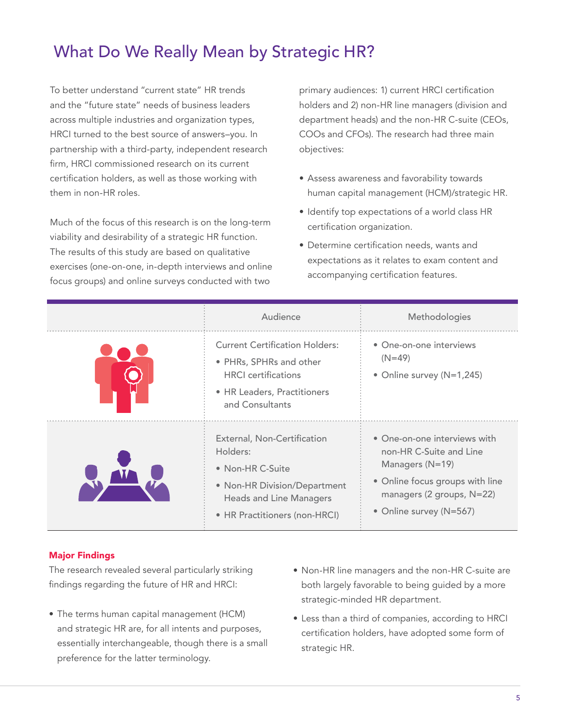# What Do We Really Mean by Strategic HR?

To better understand "current state" HR trends and the "future state" needs of business leaders across multiple industries and organization types, HRCI turned to the best source of answers–you. In partnership with a third-party, independent research firm, HRCI commissioned research on its current certification holders, as well as those working with them in non-HR roles.

Much of the focus of this research is on the long-term viability and desirability of a strategic HR function. The results of this study are based on qualitative exercises (one-on-one, in-depth interviews and online focus groups) and online surveys conducted with two primary audiences: 1) current HRCI certification holders and 2) non-HR line managers (division and department heads) and the non-HR C-suite (CEOs, COOs and CFOs). The research had three main objectives:

- Assess awareness and favorability towards human capital management (HCM)/strategic HR.
- Identify top expectations of a world class HR certification organization.
- Determine certification needs, wants and expectations as it relates to exam content and accompanying certification features.

| | Audience | Methodologies |
|---|---|---|
| | Current Certification Holders:<br>• PHRs, SPHRs and other HRCI certifications<br>• HR Leaders, Practitioners and Consultants | • One-on-one interviews (N=49)<br>• Online survey (N=1,245) |
| | External, Non-Certification Holders:<br>• Non-HR C-Suite<br>• Non-HR Division/Department Heads and Line Managers<br>• HR Practitioners (non-HRCI) | • One-on-one interviews with non-HR C-Suite and Line Managers (N=19)<br>• Online focus groups with line managers (2 groups, N=22)<br>• Online survey (N=567) |

**Major Findings**

The research revealed several particularly striking findings regarding the future of HR and HRCI:

- The terms human capital management (HCM) and strategic HR are, for all intents and purposes, essentially interchangeable, though there is a small preference for the latter terminology.
- Non-HR line managers and the non-HR C-suite are both largely favorable to being guided by a more strategic-minded HR department.
- Less than a third of companies, according to HRCI certification holders, have adopted some form of strategic HR.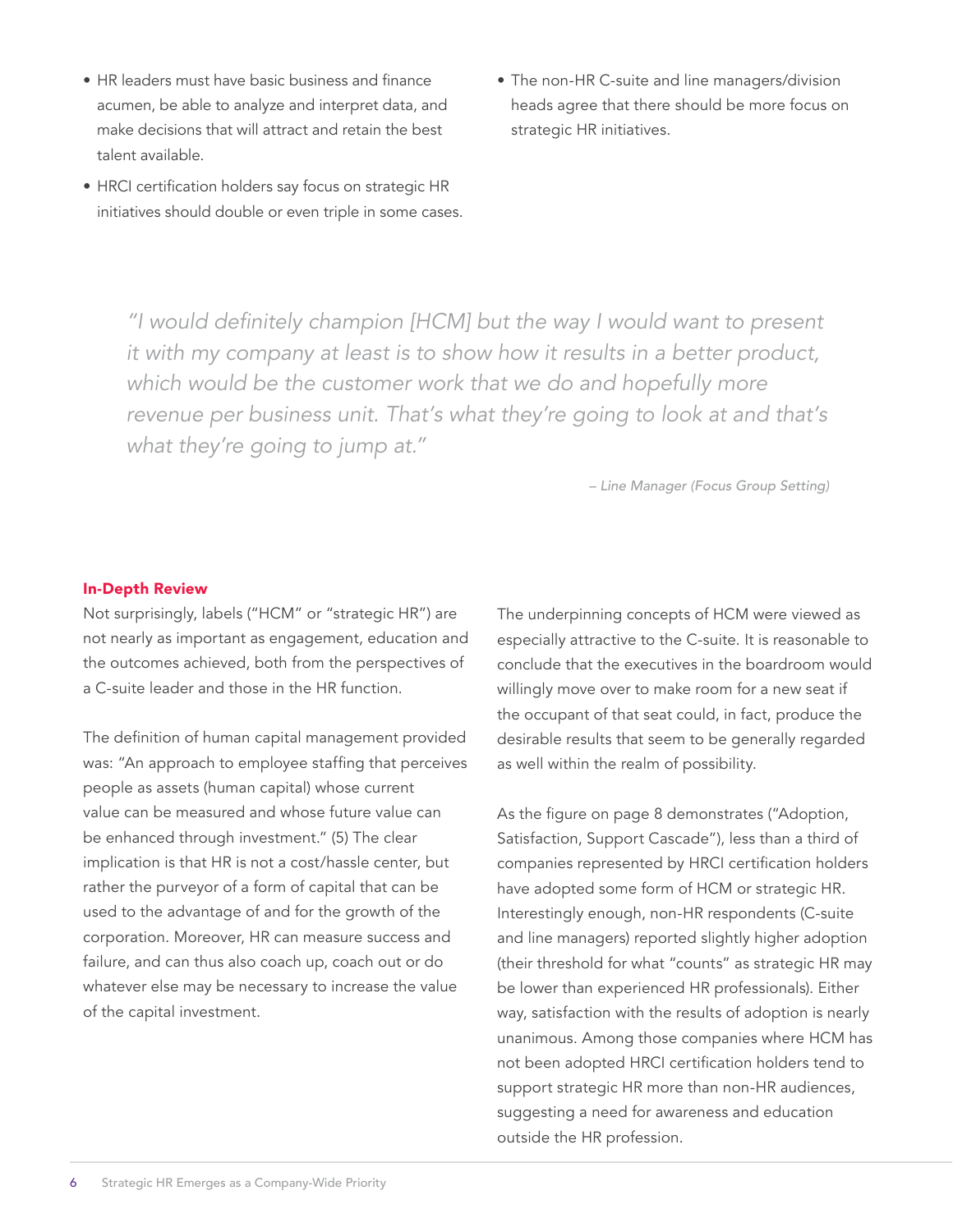- HR leaders must have basic business and finance acumen, be able to analyze and interpret data, and make decisions that will attract and retain the best talent available.
- HRCI certification holders say focus on strategic HR initiatives should double or even triple in some cases.
- The non-HR C-suite and line managers/division heads agree that there should be more focus on strategic HR initiatives.

> *"I would definitely champion [HCM] but the way I would want to present it with my company at least is to show how it results in a better product, which would be the customer work that we do and hopefully more revenue per business unit. That's what they're going to look at and that's what they're going to jump at."*
>
> *– Line Manager (Focus Group Setting)*

## In-Depth Review

Not surprisingly, labels ("HCM" or "strategic HR") are not nearly as important as engagement, education and the outcomes achieved, both from the perspectives of a C-suite leader and those in the HR function.

The definition of human capital management provided was: "An approach to employee staffing that perceives people as assets (human capital) whose current value can be measured and whose future value can be enhanced through investment." (5) The clear implication is that HR is not a cost/hassle center, but rather the purveyor of a form of capital that can be used to the advantage of and for the growth of the corporation. Moreover, HR can measure success and failure, and can thus also coach up, coach out or do whatever else may be necessary to increase the value of the capital investment.

The underpinning concepts of HCM were viewed as especially attractive to the C-suite. It is reasonable to conclude that the executives in the boardroom would willingly move over to make room for a new seat if the occupant of that seat could, in fact, produce the desirable results that seem to be generally regarded as well within the realm of possibility.

As the figure on page 8 demonstrates ("Adoption, Satisfaction, Support Cascade"), less than a third of companies represented by HRCI certification holders have adopted some form of HCM or strategic HR. Interestingly enough, non-HR respondents (C-suite and line managers) reported slightly higher adoption (their threshold for what "counts" as strategic HR may be lower than experienced HR professionals). Either way, satisfaction with the results of adoption is nearly unanimous. Among those companies where HCM has not been adopted HRCI certification holders tend to support strategic HR more than non-HR audiences, suggesting a need for awareness and education outside the HR profession.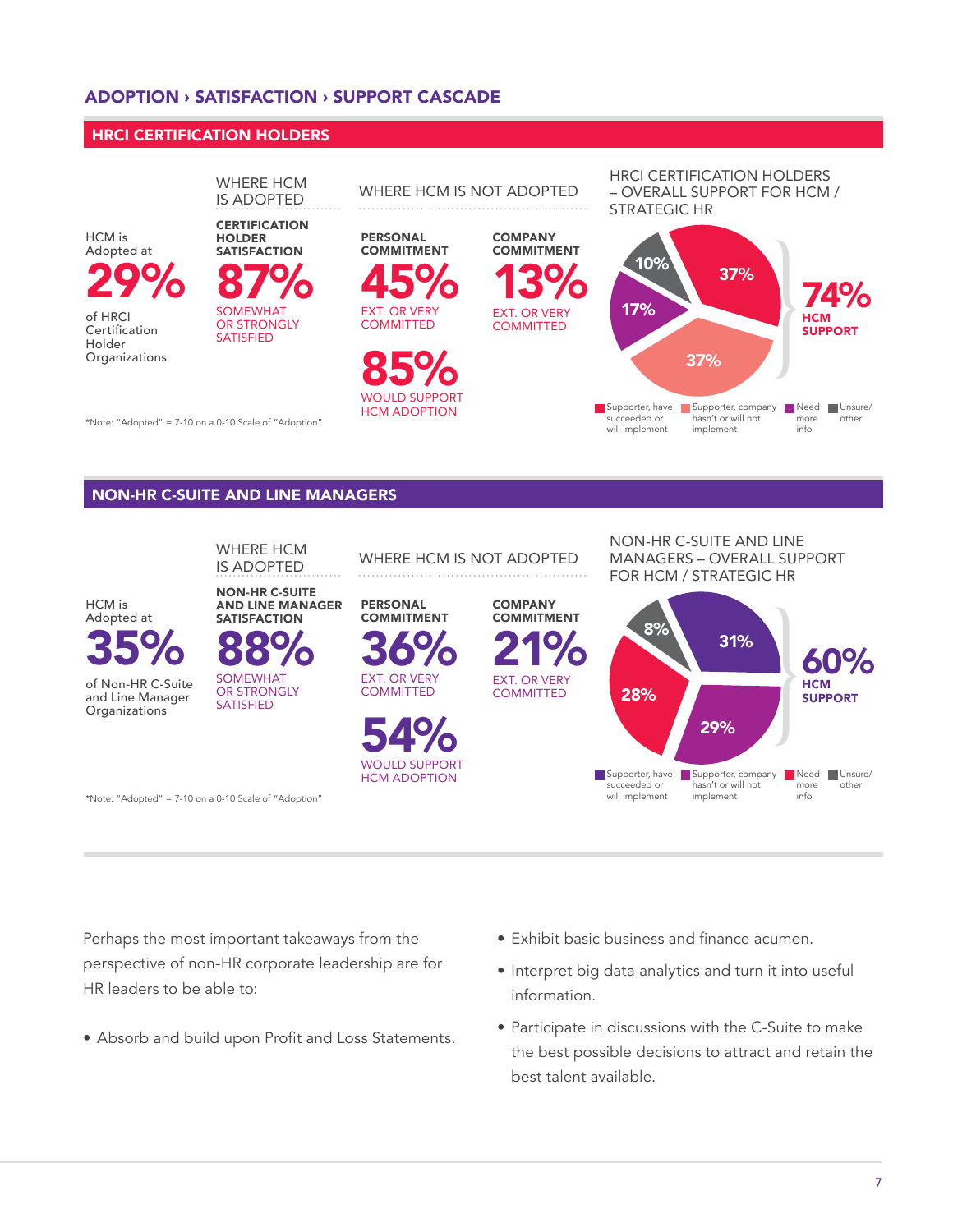## ADOPTION › SATISFACTION › SUPPORT CASCADE

### HRCI CERTIFICATION HOLDERS

HCM is Adopted at **29%** of HRCI Certification Holder Organizations

**WHERE HCM IS ADOPTED**

**CERTIFICATION HOLDER SATISFACTION**
**87%** SOMEWHAT OR STRONGLY SATISFIED

**WHERE HCM IS NOT ADOPTED**

**PERSONAL COMMITMENT**
**45%** EXT. OR VERY COMMITTED

**COMPANY COMMITMENT**
**13%** EXT. OR VERY COMMITTED

**85%** WOULD SUPPORT HCM ADOPTION

*Note: "Adopted" = 7-10 on a 0-10 Scale of "Adoption"

**HRCI CERTIFICATION HOLDERS – OVERALL SUPPORT FOR HCM / STRATEGIC HR**

| Category | % |
|---|---|
| Supporter, have succeeded or will implement | 37% |
| Supporter, company hasn't or will not implement | 37% |
| Need more info | 17% |
| Unsure/ other | 10% |

**74%** HCM SUPPORT

### NON-HR C-SUITE AND LINE MANAGERS

HCM is Adopted at **35%** of Non-HR C-Suite and Line Manager Organizations

**WHERE HCM IS ADOPTED**

**NON-HR C-SUITE AND LINE MANAGER SATISFACTION**
**88%** SOMEWHAT OR STRONGLY SATISFIED

**WHERE HCM IS NOT ADOPTED**

**PERSONAL COMMITMENT**
**36%** EXT. OR VERY COMMITTED

**COMPANY COMMITMENT**
**21%** EXT. OR VERY COMMITTED

**54%** WOULD SUPPORT HCM ADOPTION

*Note: "Adopted" = 7-10 on a 0-10 Scale of "Adoption"

**NON-HR C-SUITE AND LINE MANAGERS – OVERALL SUPPORT FOR HCM / STRATEGIC HR**

| Category | % |
|---|---|
| Supporter, have succeeded or will implement | 31% |
| Supporter, company hasn't or will not implement | 29% |
| Need more info | 28% |
| Unsure/ other | 8% |

**60%** HCM SUPPORT

Perhaps the most important takeaways from the perspective of non-HR corporate leadership are for HR leaders to be able to:

- Absorb and build upon Profit and Loss Statements.
- Exhibit basic business and finance acumen.
- Interpret big data analytics and turn it into useful information.
- Participate in discussions with the C-Suite to make the best possible decisions to attract and retain the best talent available.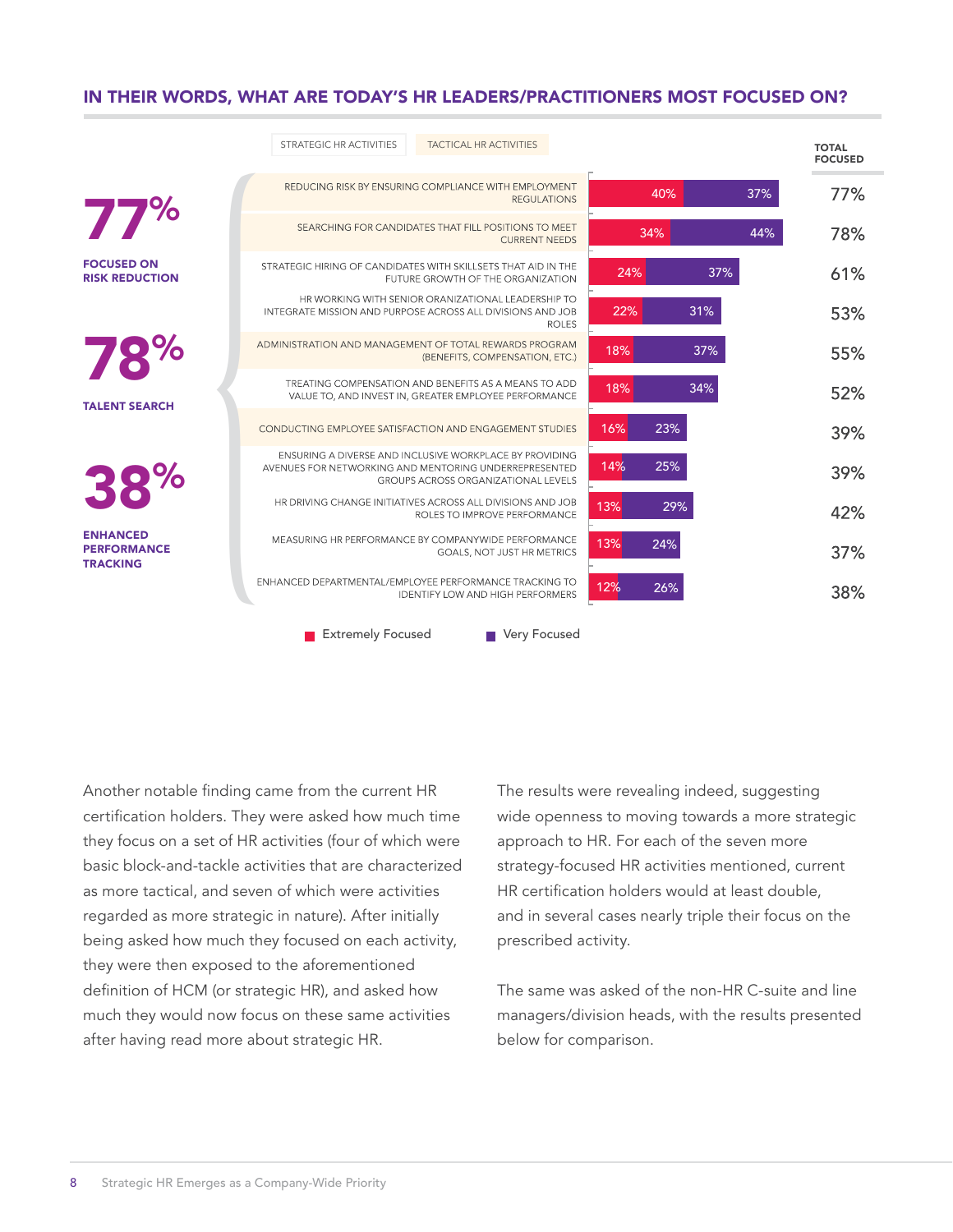## IN THEIR WORDS, WHAT ARE TODAY'S HR LEADERS/PRACTITIONERS MOST FOCUSED ON?

**77%** FOCUSED ON RISK REDUCTION

**78%** TALENT SEARCH

**38%** ENHANCED PERFORMANCE TRACKING

| Activity | Extremely Focused | Very Focused | Total Focused |
|---|---|---|---|
| Reducing risk by ensuring compliance with employment regulations | 40% | 37% | 77% |
| Searching for candidates that fill positions to meet current needs | 34% | 44% | 78% |
| Strategic hiring of candidates with skillsets that aid in the future growth of the organization | 24% | 37% | 61% |
| HR working with senior oranizational leadership to integrate mission and purpose across all divisions and job roles | 22% | 31% | 53% |
| Administration and management of total rewards program (benefits, compensation, etc.) | 18% | 37% | 55% |
| Treating compensation and benefits as a means to add value to, and invest in, greater employee performance | 18% | 34% | 52% |
| Conducting employee satisfaction and engagement studies | 16% | 23% | 39% |
| Ensuring a diverse and inclusive workplace by providing avenues for networking and mentoring underrepresented groups across organizational levels | 14% | 25% | 39% |
| HR driving change initiatives across all divisions and job roles to improve performance | 13% | 29% | 42% |
| Measuring HR performance by companywide performance goals, not just HR metrics | 13% | 24% | 37% |
| Enhanced departmental/employee performance tracking to identify low and high performers | 12% | 26% | 38% |

Strategic HR Activities / Tactical HR Activities

Another notable finding came from the current HR certification holders. They were asked how much time they focus on a set of HR activities (four of which were basic block-and-tackle activities that are characterized as more tactical, and seven of which were activities regarded as more strategic in nature). After initially being asked how much they focused on each activity, they were then exposed to the aforementioned definition of HCM (or strategic HR), and asked how much they would now focus on these same activities after having read more about strategic HR.

The results were revealing indeed, suggesting wide openness to moving towards a more strategic approach to HR. For each of the seven more strategy-focused HR activities mentioned, current HR certification holders would at least double, and in several cases nearly triple their focus on the prescribed activity.

The same was asked of the non-HR C-suite and line managers/division heads, with the results presented below for comparison.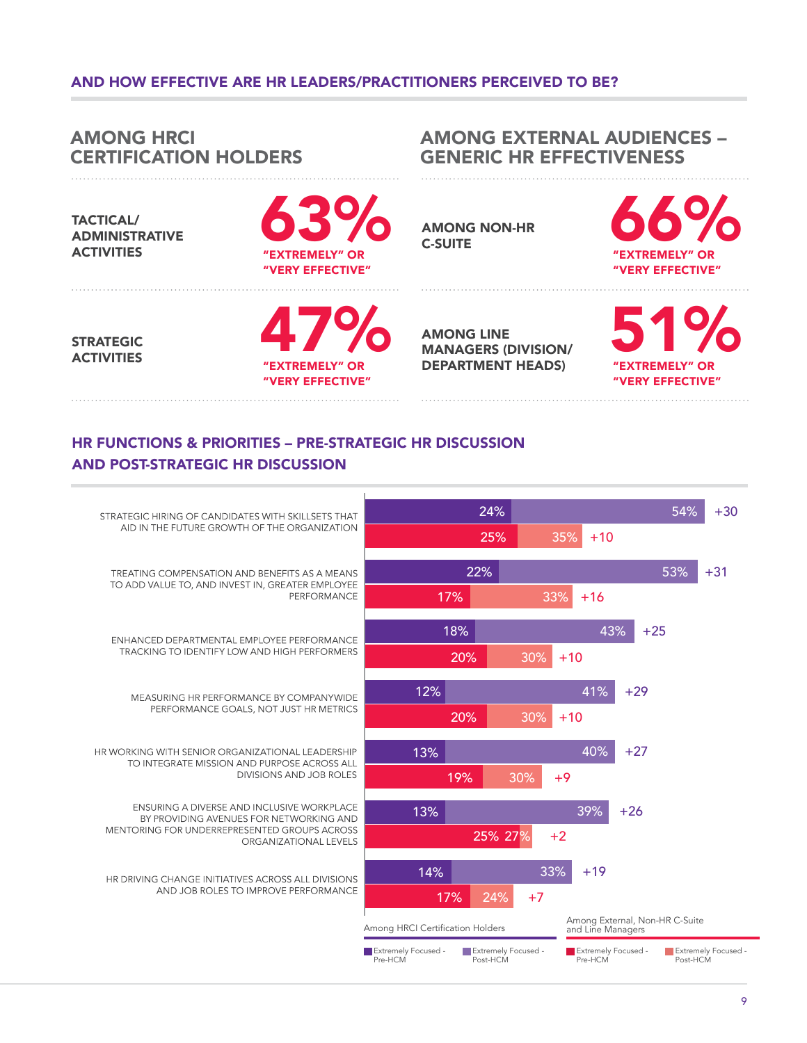## AND HOW EFFECTIVE ARE HR LEADERS/PRACTITIONERS PERCEIVED TO BE?

### AMONG HRCI CERTIFICATION HOLDERS

**TACTICAL/ ADMINISTRATIVE ACTIVITIES**

**63%** "EXTREMELY" OR "VERY EFFECTIVE"

**STRATEGIC ACTIVITIES**

**47%** "EXTREMELY" OR "VERY EFFECTIVE"

### AMONG EXTERNAL AUDIENCES – GENERIC HR EFFECTIVENESS

**AMONG NON-HR C-SUITE**

**66%** "EXTREMELY" OR "VERY EFFECTIVE"

**AMONG LINE MANAGERS (DIVISION/ DEPARTMENT HEADS)**

**51%** "EXTREMELY" OR "VERY EFFECTIVE"

## HR FUNCTIONS & PRIORITIES – PRE-STRATEGIC HR DISCUSSION AND POST-STRATEGIC HR DISCUSSION

| | Among HRCI Certification Holders: Extremely Focused - Pre-HCM | Among HRCI Certification Holders: Extremely Focused - Post-HCM | Change | Among External, Non-HR C-Suite and Line Managers: Extremely Focused - Pre-HCM | Among External, Non-HR C-Suite and Line Managers: Extremely Focused - Post-HCM | Change |
|---|---|---|---|---|---|---|
| STRATEGIC HIRING OF CANDIDATES WITH SKILLSETS THAT AID IN THE FUTURE GROWTH OF THE ORGANIZATION | 24% | 54% | +30 | 25% | 35% | +10 |
| TREATING COMPENSATION AND BENEFITS AS A MEANS TO ADD VALUE TO, AND INVEST IN, GREATER EMPLOYEE PERFORMANCE | 22% | 53% | +31 | 17% | 33% | +16 |
| ENHANCED DEPARTMENTAL EMPLOYEE PERFORMANCE TRACKING TO IDENTIFY LOW AND HIGH PERFORMERS | 18% | 43% | +25 | 20% | 30% | +10 |
| MEASURING HR PERFORMANCE BY COMPANYWIDE PERFORMANCE GOALS, NOT JUST HR METRICS | 12% | 41% | +29 | 20% | 30% | +10 |
| HR WORKING WITH SENIOR ORGANIZATIONAL LEADERSHIP TO INTEGRATE MISSION AND PURPOSE ACROSS ALL DIVISIONS AND JOB ROLES | 13% | 40% | +27 | 19% | 30% | +9 |
| ENSURING A DIVERSE AND INCLUSIVE WORKPLACE BY PROVIDING AVENUES FOR NETWORKING AND MENTORING FOR UNDERREPRESENTED GROUPS ACROSS ORGANIZATIONAL LEVELS | 13% | 39% | +26 | 25% | 27% | +2 |
| HR DRIVING CHANGE INITIATIVES ACROSS ALL DIVISIONS AND JOB ROLES TO IMPROVE PERFORMANCE | 14% | 33% | +19 | 17% | 24% | +7 |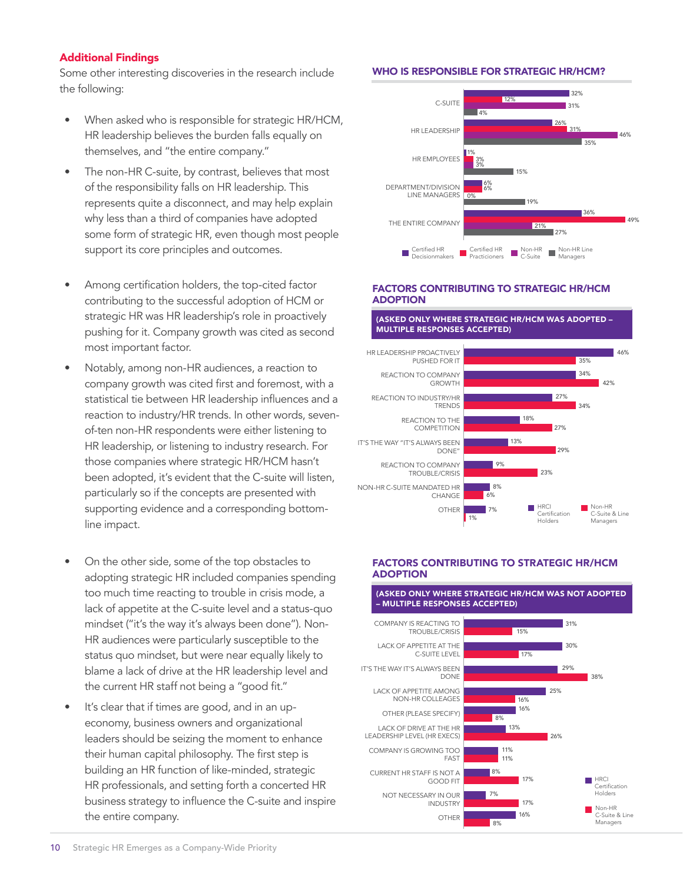## Additional Findings

Some other interesting discoveries in the research include the following:

- When asked who is responsible for strategic HR/HCM, HR leadership believes the burden falls equally on themselves, and "the entire company."
- The non-HR C-suite, by contrast, believes that most of the responsibility falls on HR leadership. This represents quite a disconnect, and may help explain why less than a third of companies have adopted some form of strategic HR, even though most people support its core principles and outcomes.
- Among certification holders, the top-cited factor contributing to the successful adoption of HCM or strategic HR was HR leadership's role in proactively pushing for it. Company growth was cited as second most important factor.
- Notably, among non-HR audiences, a reaction to company growth was cited first and foremost, with a statistical tie between HR leadership influences and a reaction to industry/HR trends. In other words, seven-of-ten non-HR respondents were either listening to HR leadership, or listening to industry research. For those companies where strategic HR/HCM hasn't been adopted, it's evident that the C-suite will listen, particularly so if the concepts are presented with supporting evidence and a corresponding bottom-line impact.
- On the other side, some of the top obstacles to adopting strategic HR included companies spending too much time reacting to trouble in crisis mode, a lack of appetite at the C-suite level and a status-quo mindset ("it's the way it's always been done"). Non-HR audiences were particularly susceptible to the status quo mindset, but were near equally likely to blame a lack of drive at the HR leadership level and the current HR staff not being a "good fit."
- It's clear that if times are good, and in an up-economy, business owners and organizational leaders should be seizing the moment to enhance their human capital philosophy. The first step is building an HR function of like-minded, strategic HR professionals, and setting forth a concerted HR business strategy to influence the C-suite and inspire the entire company.

### WHO IS RESPONSIBLE FOR STRATEGIC HR/HCM?

| | Certified HR Decisionmakers | Certified HR Practicioners | Non-HR C-Suite | Non-HR Line Managers |
|---|---|---|---|---|
| C-SUITE | 32% | 12% | 31% | 4% |
| HR LEADERSHIP | 26% | 31% | 46% | 35% |
| HR EMPLOYEES | 1% | 3% | 3% | 15% |
| DEPARTMENT/DIVISION LINE MANAGERS | 6% | 6% | 0% | 19% |
| THE ENTIRE COMPANY | 36% | 49% | 21% | 27% |

### FACTORS CONTRIBUTING TO STRATEGIC HR/HCM ADOPTION

(ASKED ONLY WHERE STRATEGIC HR/HCM WAS ADOPTED – MULTIPLE RESPONSES ACCEPTED)

| | HRCI Certification Holders | Non-HR C-Suite & Line Managers |
|---|---|---|
| HR LEADERSHIP PROACTIVELY PUSHED FOR IT | 46% | 35% |
| REACTION TO COMPANY GROWTH | 34% | 42% |
| REACTION TO INDUSTRY/HR TRENDS | 27% | 34% |
| REACTION TO THE COMPETITION | 18% | 27% |
| IT'S THE WAY "IT'S ALWAYS BEEN DONE" | 13% | 29% |
| REACTION TO COMPANY TROUBLE/CRISIS | 9% | 23% |
| NON-HR C-SUITE MANDATED HR CHANGE | 8% | 6% |
| OTHER | 7% | 1% |

### FACTORS CONTRIBUTING TO STRATEGIC HR/HCM ADOPTION

(ASKED ONLY WHERE STRATEGIC HR/HCM WAS NOT ADOPTED – MULTIPLE RESPONSES ACCEPTED)

| | HRCI Certification Holders | Non-HR C-Suite & Line Managers |
|---|---|---|
| COMPANY IS REACTING TO TROUBLE/CRISIS | 31% | 15% |
| LACK OF APPETITE AT THE C-SUITE LEVEL | 30% | 17% |
| IT'S THE WAY IT'S ALWAYS BEEN DONE | 29% | 38% |
| LACK OF APPETITE AMONG NON-HR COLLEAGUES | 25% | 16% |
| OTHER (PLEASE SPECIFY) | 16% | 8% |
| LACK OF DRIVE AT THE HR LEADERSHIP LEVEL (HR EXECS) | 13% | 26% |
| COMPANY IS GROWING TOO FAST | 11% | 11% |
| CURRENT HR STAFF IS NOT A GOOD FIT | 8% | 17% |
| NOT NECESSARY IN OUR INDUSTRY | 7% | 17% |
| OTHER | 16% | 8% |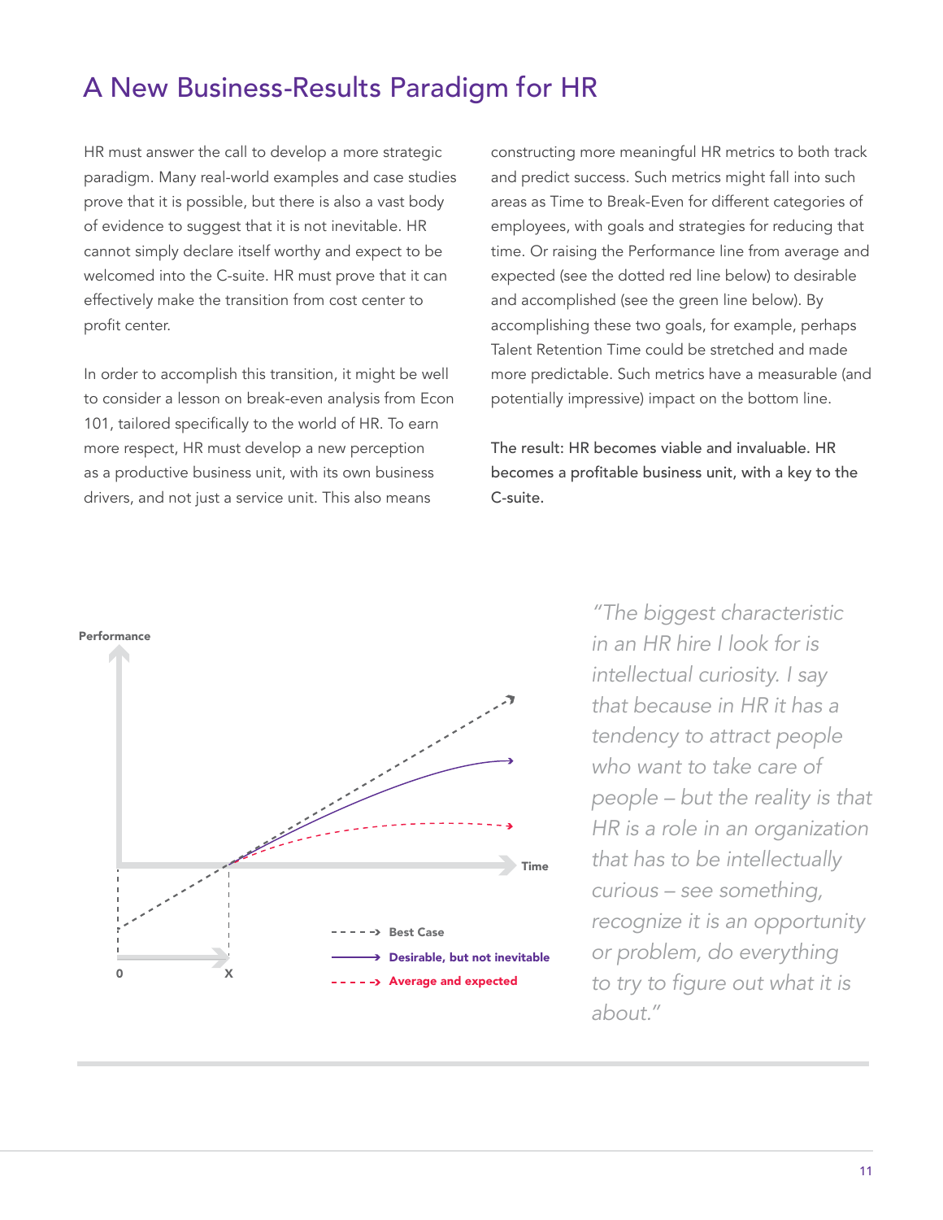# A New Business-Results Paradigm for HR

HR must answer the call to develop a more strategic paradigm. Many real-world examples and case studies prove that it is possible, but there is also a vast body of evidence to suggest that it is not inevitable. HR cannot simply declare itself worthy and expect to be welcomed into the C-suite. HR must prove that it can effectively make the transition from cost center to profit center.

In order to accomplish this transition, it might be well to consider a lesson on break-even analysis from Econ 101, tailored specifically to the world of HR. To earn more respect, HR must develop a new perception as a productive business unit, with its own business drivers, and not just a service unit. This also means constructing more meaningful HR metrics to both track and predict success. Such metrics might fall into such areas as Time to Break-Even for different categories of employees, with goals and strategies for reducing that time. Or raising the Performance line from average and expected (see the dotted red line below) to desirable and accomplished (see the green line below). By accomplishing these two goals, for example, perhaps Talent Retention Time could be stretched and made more predictable. Such metrics have a measurable (and potentially impressive) impact on the bottom line.

The result: HR becomes viable and invaluable. HR becomes a profitable business unit, with a key to the C-suite.

Performance

Time

0 X

- - - -> **Best Case**
——> **Desirable, but not inevitable**
- - - -> **Average and expected**

*"The biggest characteristic in an HR hire I look for is intellectual curiosity. I say that because in HR it has a tendency to attract people who want to take care of people – but the reality is that HR is a role in an organization that has to be intellectually curious – see something, recognize it is an opportunity or problem, do everything to try to figure out what it is about."*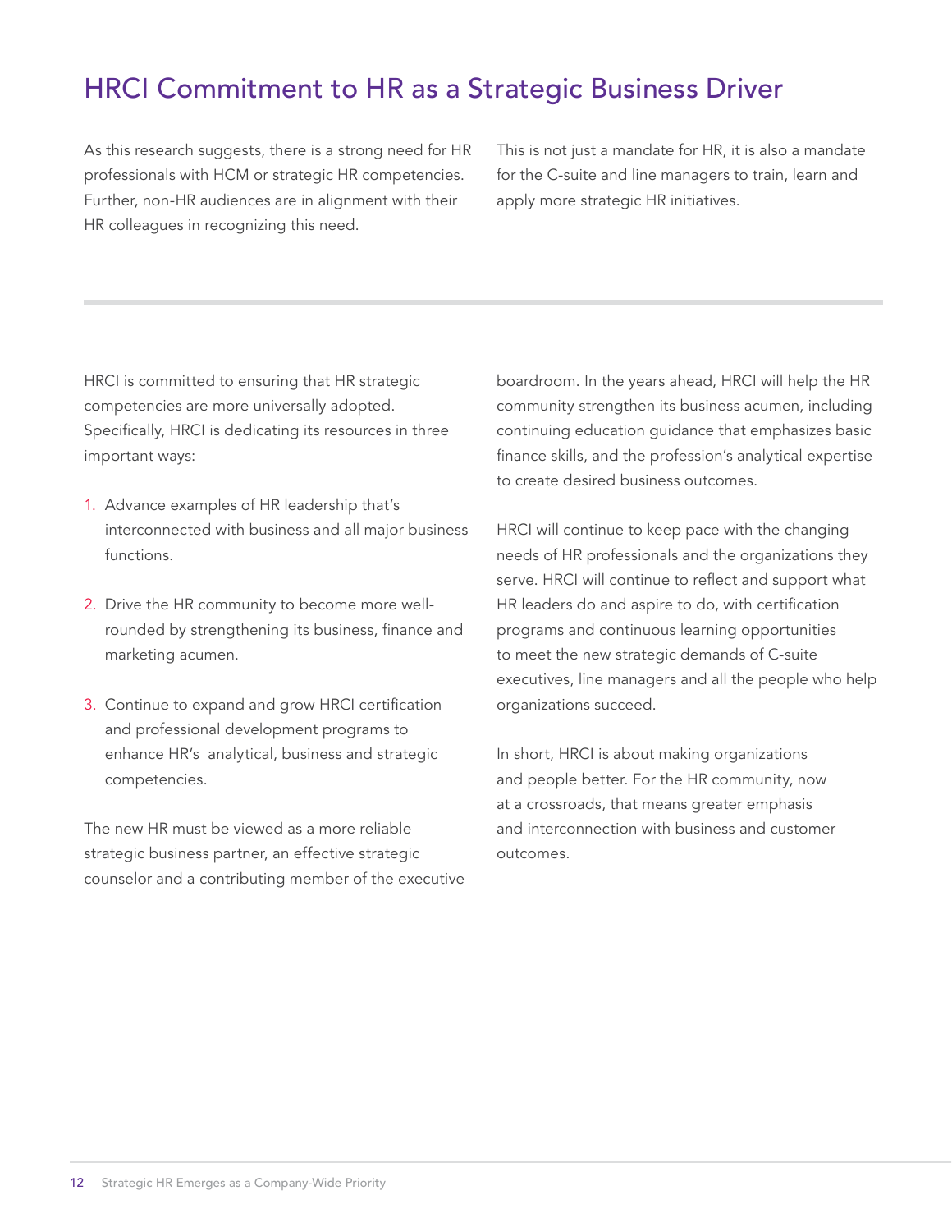## HRCI Commitment to HR as a Strategic Business Driver

As this research suggests, there is a strong need for HR professionals with HCM or strategic HR competencies. Further, non-HR audiences are in alignment with their HR colleagues in recognizing this need.

This is not just a mandate for HR, it is also a mandate for the C-suite and line managers to train, learn and apply more strategic HR initiatives.

---

HRCI is committed to ensuring that HR strategic competencies are more universally adopted. Specifically, HRCI is dedicating its resources in three important ways:

1. Advance examples of HR leadership that's interconnected with business and all major business functions.
2. Drive the HR community to become more well-rounded by strengthening its business, finance and marketing acumen.
3. Continue to expand and grow HRCI certification and professional development programs to enhance HR's analytical, business and strategic competencies.

The new HR must be viewed as a more reliable strategic business partner, an effective strategic counselor and a contributing member of the executive boardroom. In the years ahead, HRCI will help the HR community strengthen its business acumen, including continuing education guidance that emphasizes basic finance skills, and the profession's analytical expertise to create desired business outcomes.

HRCI will continue to keep pace with the changing needs of HR professionals and the organizations they serve. HRCI will continue to reflect and support what HR leaders do and aspire to do, with certification programs and continuous learning opportunities to meet the new strategic demands of C-suite executives, line managers and all the people who help organizations succeed.

In short, HRCI is about making organizations and people better. For the HR community, now at a crossroads, that means greater emphasis and interconnection with business and customer outcomes.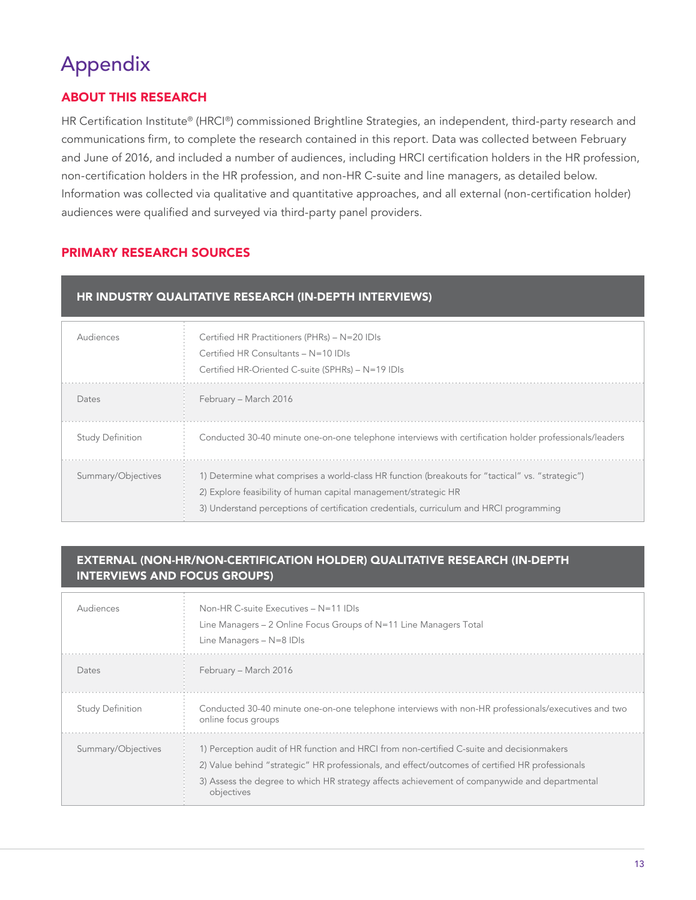# Appendix

## ABOUT THIS RESEARCH

HR Certification Institute® (HRCI®) commissioned Brightline Strategies, an independent, third-party research and communications firm, to complete the research contained in this report. Data was collected between February and June of 2016, and included a number of audiences, including HRCI certification holders in the HR profession, non-certification holders in the HR profession, and non-HR C-suite and line managers, as detailed below. Information was collected via qualitative and quantitative approaches, and all external (non-certification holder) audiences were qualified and surveyed via third-party panel providers.

## PRIMARY RESEARCH SOURCES

| HR INDUSTRY QUALITATIVE RESEARCH (IN-DEPTH INTERVIEWS) | |
|---|---|
| Audiences | Certified HR Practitioners (PHRs) – N=20 IDIs<br>Certified HR Consultants – N=10 IDIs<br>Certified HR-Oriented C-suite (SPHRs) – N=19 IDIs |
| Dates | February – March 2016 |
| Study Definition | Conducted 30-40 minute one-on-one telephone interviews with certification holder professionals/leaders |
| Summary/Objectives | 1) Determine what comprises a world-class HR function (breakouts for "tactical" vs. "strategic")<br>2) Explore feasibility of human capital management/strategic HR<br>3) Understand perceptions of certification credentials, curriculum and HRCI programming |

| EXTERNAL (NON-HR/NON-CERTIFICATION HOLDER) QUALITATIVE RESEARCH (IN-DEPTH INTERVIEWS AND FOCUS GROUPS) | |
|---|---|
| Audiences | Non-HR C-suite Executives – N=11 IDIs<br>Line Managers – 2 Online Focus Groups of N=11 Line Managers Total<br>Line Managers – N=8 IDIs |
| Dates | February – March 2016 |
| Study Definition | Conducted 30-40 minute one-on-one telephone interviews with non-HR professionals/executives and two online focus groups |
| Summary/Objectives | 1) Perception audit of HR function and HRCI from non-certified C-suite and decisionmakers<br>2) Value behind "strategic" HR professionals, and effect/outcomes of certified HR professionals<br>3) Assess the degree to which HR strategy affects achievement of companywide and departmental objectives |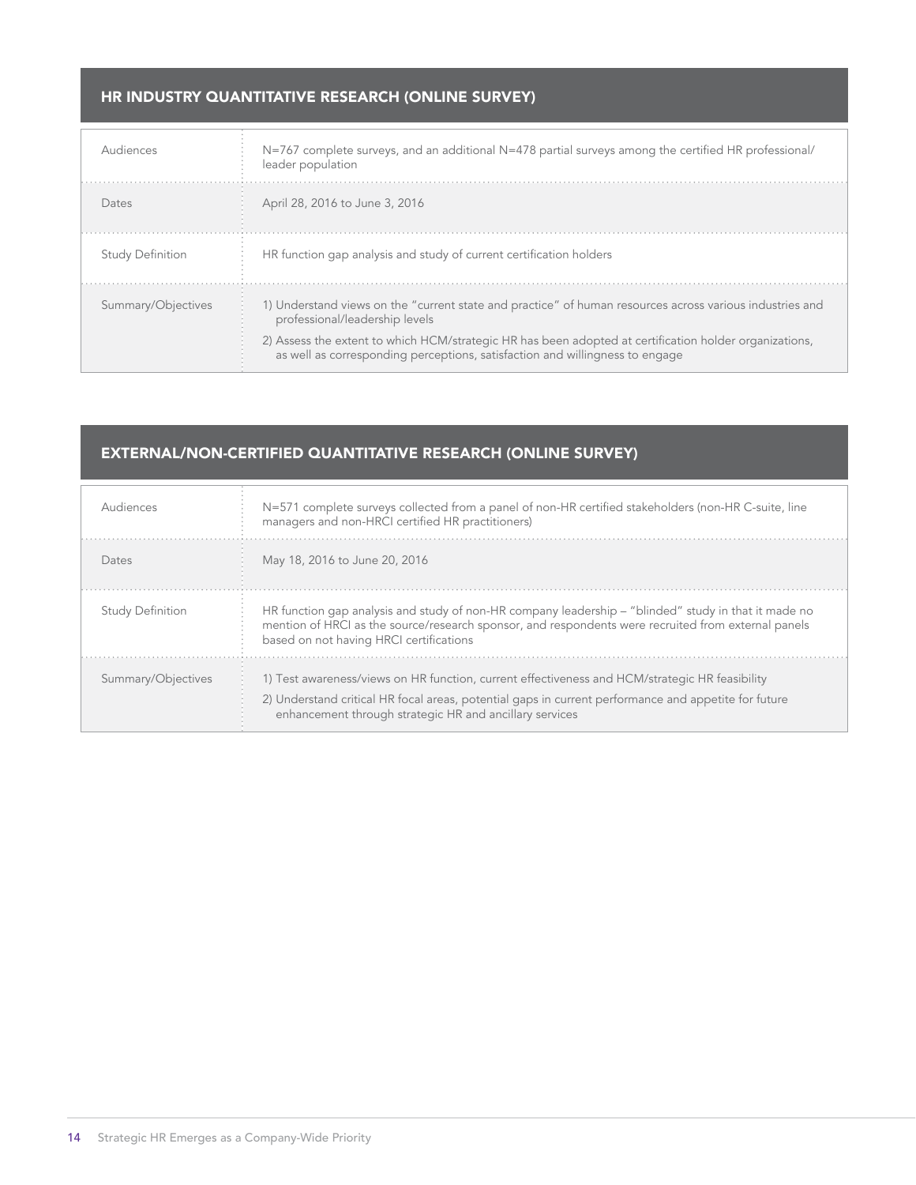## HR INDUSTRY QUANTITATIVE RESEARCH (ONLINE SURVEY)

| | |
|---|---|
| Audiences | N=767 complete surveys, and an additional N=478 partial surveys among the certified HR professional/ leader population |
| Dates | April 28, 2016 to June 3, 2016 |
| Study Definition | HR function gap analysis and study of current certification holders |
| Summary/Objectives | 1) Understand views on the "current state and practice" of human resources across various industries and professional/leadership levels<br>2) Assess the extent to which HCM/strategic HR has been adopted at certification holder organizations, as well as corresponding perceptions, satisfaction and willingness to engage |

## EXTERNAL/NON-CERTIFIED QUANTITATIVE RESEARCH (ONLINE SURVEY)

| | |
|---|---|
| Audiences | N=571 complete surveys collected from a panel of non-HR certified stakeholders (non-HR C-suite, line managers and non-HRCI certified HR practitioners) |
| Dates | May 18, 2016 to June 20, 2016 |
| Study Definition | HR function gap analysis and study of non-HR company leadership – "blinded" study in that it made no mention of HRCI as the source/research sponsor, and respondents were recruited from external panels based on not having HRCI certifications |
| Summary/Objectives | 1) Test awareness/views on HR function, current effectiveness and HCM/strategic HR feasibility<br>2) Understand critical HR focal areas, potential gaps in current performance and appetite for future enhancement through strategic HR and ancillary services |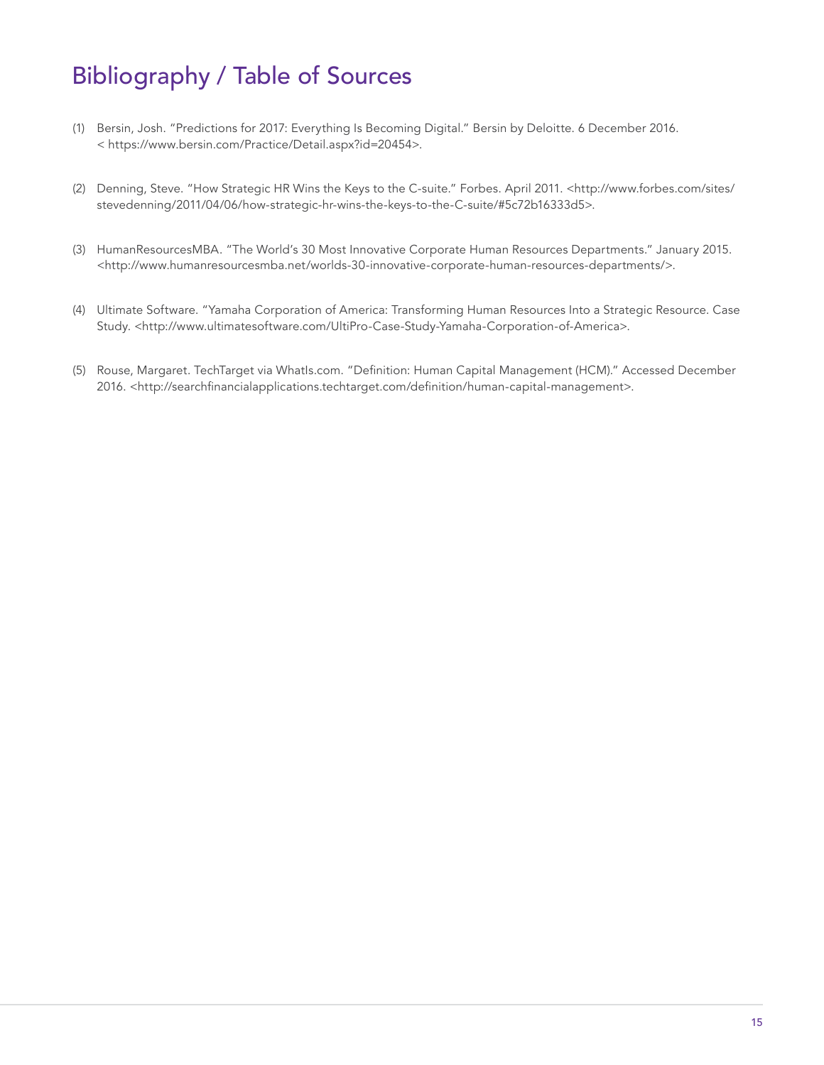# Bibliography / Table of Sources

(1) Bersin, Josh. "Predictions for 2017: Everything Is Becoming Digital." Bersin by Deloitte. 6 December 2016. < https://www.bersin.com/Practice/Detail.aspx?id=20454>.

(2) Denning, Steve. "How Strategic HR Wins the Keys to the C-suite." Forbes. April 2011. <http://www.forbes.com/sites/stevedenning/2011/04/06/how-strategic-hr-wins-the-keys-to-the-C-suite/#5c72b16333d5>.

(3) HumanResourcesMBA. "The World's 30 Most Innovative Corporate Human Resources Departments." January 2015. <http://www.humanresourcesmba.net/worlds-30-innovative-corporate-human-resources-departments/>.

(4) Ultimate Software. "Yamaha Corporation of America: Transforming Human Resources Into a Strategic Resource. Case Study. <http://www.ultimatesoftware.com/UltiPro-Case-Study-Yamaha-Corporation-of-America>.

(5) Rouse, Margaret. TechTarget via WhatIs.com. "Definition: Human Capital Management (HCM)." Accessed December 2016. <http://searchfinancialapplications.techtarget.com/definition/human-capital-management>.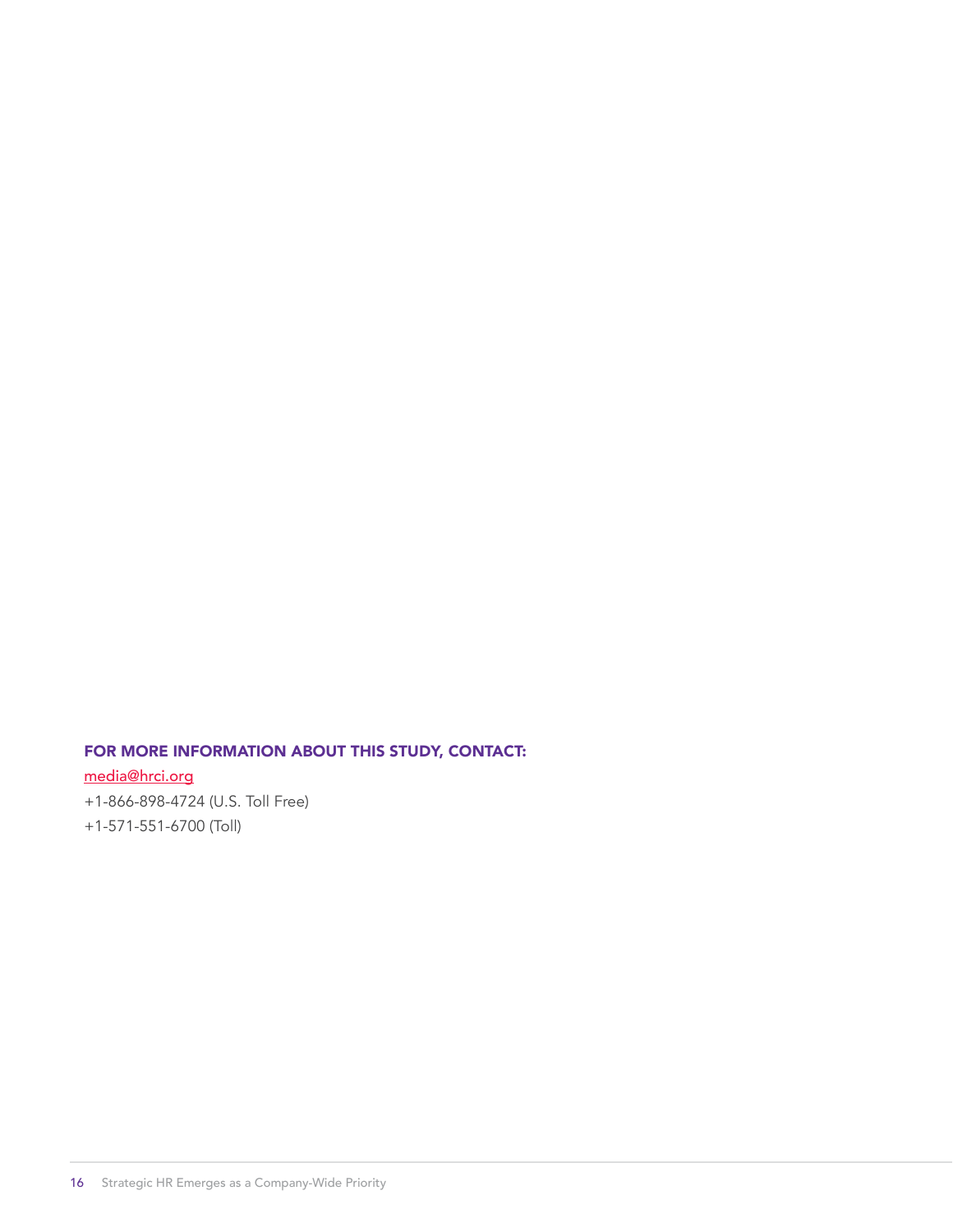**FOR MORE INFORMATION ABOUT THIS STUDY, CONTACT:**

media@hrci.org

+1-866-898-4724 (U.S. Toll Free)

+1-571-551-6700 (Toll)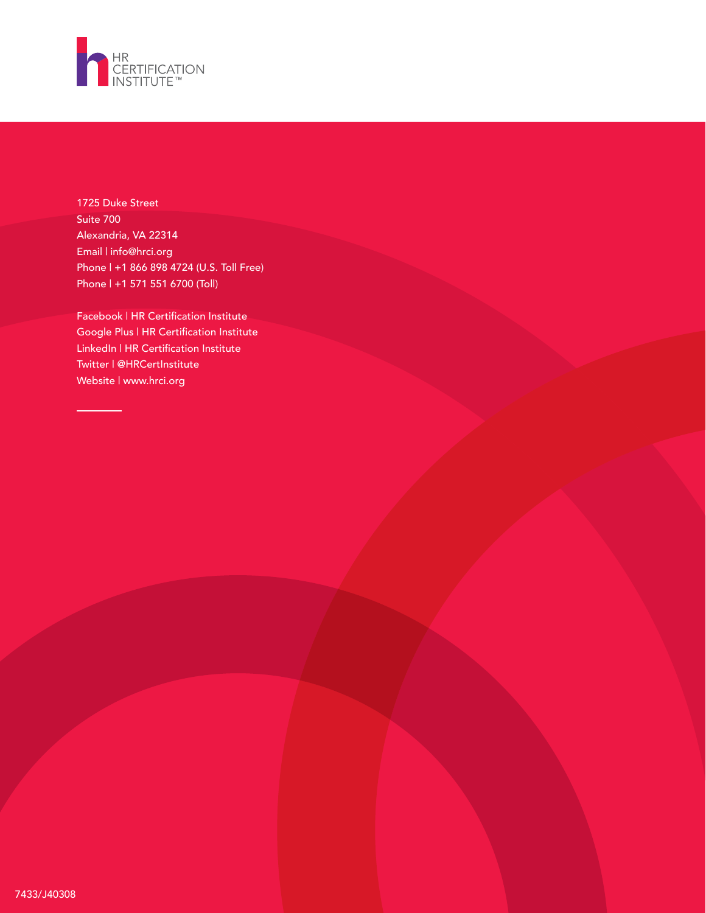HR CERTIFICATION INSTITUTE™

1725 Duke Street
Suite 700
Alexandria, VA 22314
Email | info@hrci.org
Phone | +1 866 898 4724 (U.S. Toll Free)
Phone | +1 571 551 6700 (Toll)

Facebook | HR Certification Institute
Google Plus | HR Certification Institute
LinkedIn | HR Certification Institute
Twitter | @HRCertInstitute
Website | www.hrci.org

7433/J40308